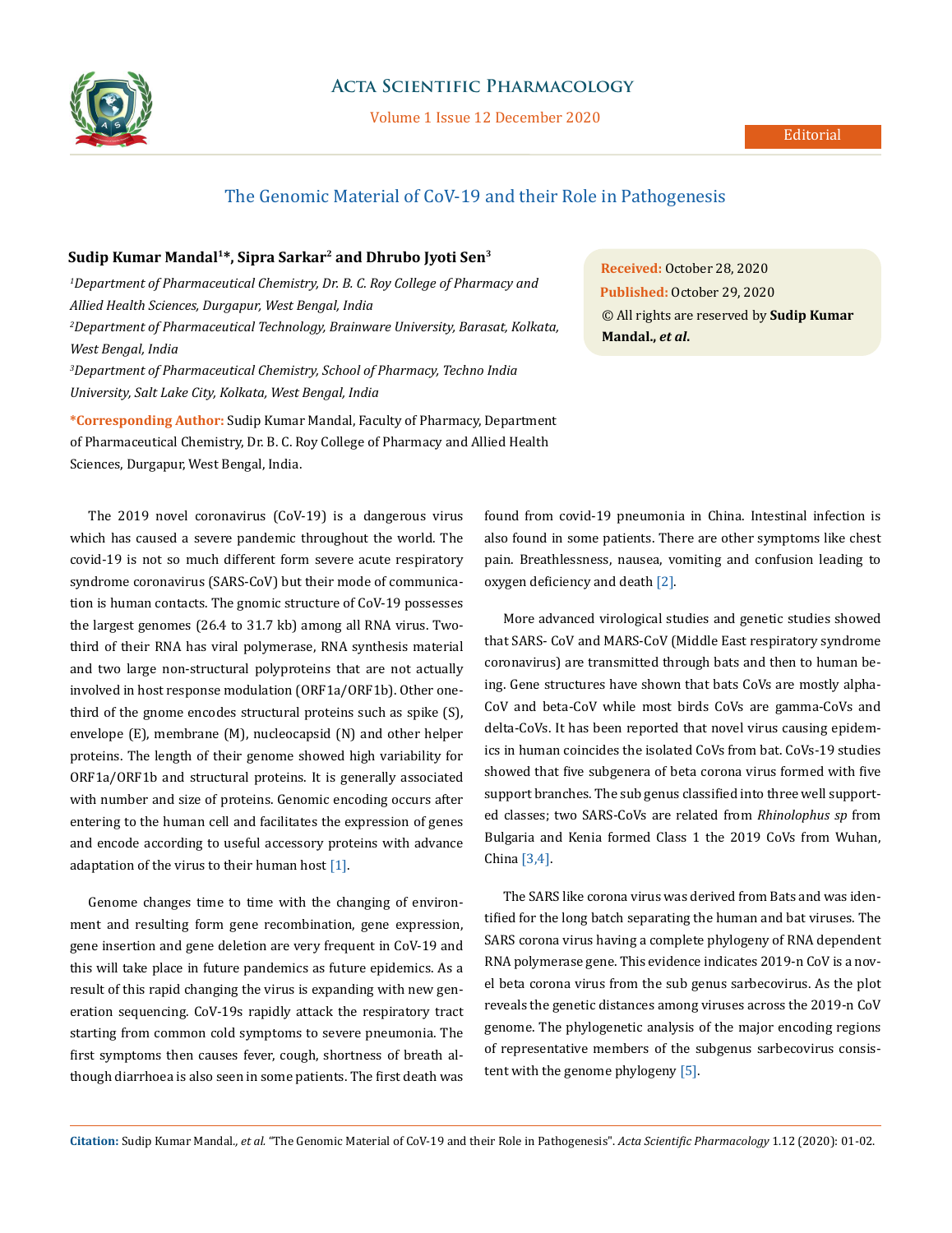Editorial

# The Genomic Material of CoV-19 and their Role in Pathogenesis

**Sudip Kumar Mandal[1]\*, Sipra Sarkar[2] and Dhrubo Jyoti Sen[3]**

*[1]Department of Pharmaceutical Chemistry, Dr. B. C. Roy College of Pharmacy and Allied Health Sciences, Durgapur, West Bengal, India*

*[2]Department of Pharmaceutical Technology, Brainware University, Barasat, Kolkata, West Bengal, India*

*[3]Department of Pharmaceutical Chemistry, School of Pharmacy, Techno India University, Salt Lake City, Kolkata, West Bengal, India*

**\*Corresponding Author:** Sudip Kumar Mandal, Faculty of Pharmacy, Department of Pharmaceutical Chemistry, Dr. B. C. Roy College of Pharmacy and Allied Health Sciences, Durgapur, West Bengal, India.

**Received:** October 28, 2020
**Published:** October 29, 2020
© All rights are reserved by **Sudip Kumar Mandal., *et al.***

The 2019 novel coronavirus (CoV-19) is a dangerous virus which has caused a severe pandemic throughout the world. The covid-19 is not so much different form severe acute respiratory syndrome coronavirus (SARS-CoV) but their mode of communication is human contacts. The gnomic structure of CoV-19 possesses the largest genomes (26.4 to 31.7 kb) among all RNA virus. Two-third of their RNA has viral polymerase, RNA synthesis material and two large non-structural polyproteins that are not actually involved in host response modulation (ORF1a/ORF1b). Other one-third of the gnome encodes structural proteins such as spike (S), envelope (E), membrane (M), nucleocapsid (N) and other helper proteins. The length of their genome showed high variability for ORF1a/ORF1b and structural proteins. It is generally associated with number and size of proteins. Genomic encoding occurs after entering to the human cell and facilitates the expression of genes and encode according to useful accessory proteins with advance adaptation of the virus to their human host [1].

Genome changes time to time with the changing of environment and resulting form gene recombination, gene expression, gene insertion and gene deletion are very frequent in CoV-19 and this will take place in future pandemics as future epidemics. As a result of this rapid changing the virus is expanding with new generation sequencing. CoV-19s rapidly attack the respiratory tract starting from common cold symptoms to severe pneumonia. The first symptoms then causes fever, cough, shortness of breath although diarrhoea is also seen in some patients. The first death was found from covid-19 pneumonia in China. Intestinal infection is also found in some patients. There are other symptoms like chest pain. Breathlessness, nausea, vomiting and confusion leading to oxygen deficiency and death [2].

More advanced virological studies and genetic studies showed that SARS- CoV and MARS-CoV (Middle East respiratory syndrome coronavirus) are transmitted through bats and then to human being. Gene structures have shown that bats CoVs are mostly alpha-CoV and beta-CoV while most birds CoVs are gamma-CoVs and delta-CoVs. It has been reported that novel virus causing epidemics in human coincides the isolated CoVs from bat. CoVs-19 studies showed that five subgenera of beta corona virus formed with five support branches. The sub genus classified into three well supported classes; two SARS-CoVs are related from *Rhinolophus sp* from Bulgaria and Kenia formed Class 1 the 2019 CoVs from Wuhan, China [3,4].

The SARS like corona virus was derived from Bats and was identified for the long batch separating the human and bat viruses. The SARS corona virus having a complete phylogeny of RNA dependent RNA polymerase gene. This evidence indicates 2019-n CoV is a novel beta corona virus from the sub genus sarbecovirus. As the plot reveals the genetic distances among viruses across the 2019-n CoV genome. The phylogenetic analysis of the major encoding regions of representative members of the subgenus sarbecovirus consistent with the genome phylogeny [5].

**Citation:** Sudip Kumar Mandal*., et al.* "The Genomic Material of CoV-19 and their Role in Pathogenesis". *Acta Scientific Pharmacology* 1.12 (2020): 01-02.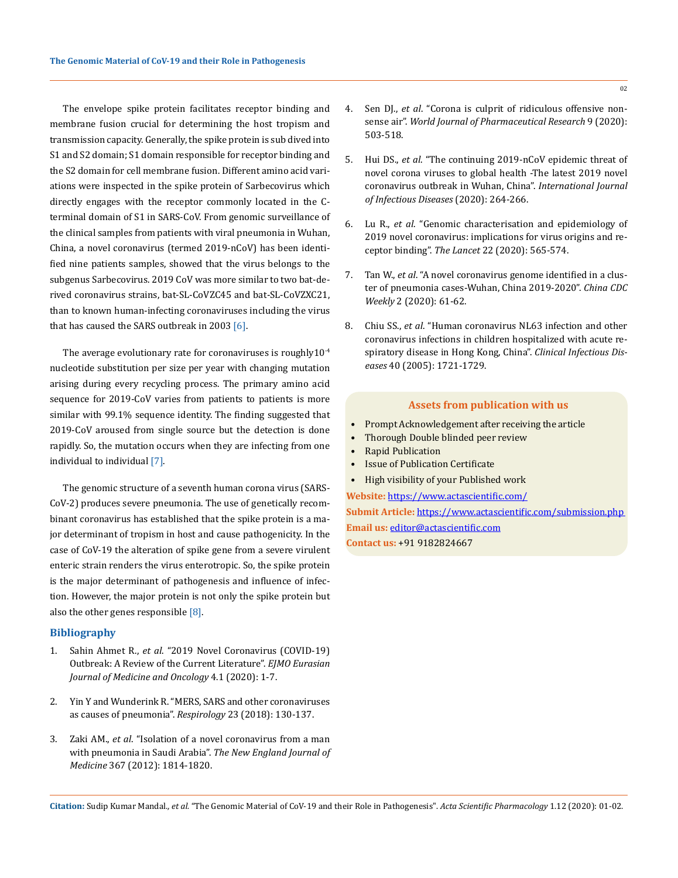The envelope spike protein facilitates receptor binding and membrane fusion crucial for determining the host tropism and transmission capacity. Generally, the spike protein is sub dived into S1 and S2 domain; S1 domain responsible for receptor binding and the S2 domain for cell membrane fusion. Different amino acid variations were inspected in the spike protein of Sarbecovirus which directly engages with the receptor commonly located in the C-terminal domain of S1 in SARS-CoV. From genomic surveillance of the clinical samples from patients with viral pneumonia in Wuhan, China, a novel coronavirus (termed 2019-nCoV) has been identified nine patients samples, showed that the virus belongs to the subgenus Sarbecovirus. 2019 CoV was more similar to two bat-derived coronavirus strains, bat-SL-CoVZC45 and bat-SL-CoVZXC21, than to known human-infecting coronaviruses including the virus that has caused the SARS outbreak in 2003 [6].

The average evolutionary rate for coronaviruses is roughly $10^{-4}$ nucleotide substitution per size per year with changing mutation arising during every recycling process. The primary amino acid sequence for 2019-CoV varies from patients to patients is more similar with 99.1% sequence identity. The finding suggested that 2019-CoV aroused from single source but the detection is done rapidly. So, the mutation occurs when they are infecting from one individual to individual [7].

The genomic structure of a seventh human corona virus (SARS-CoV-2) produces severe pneumonia. The use of genetically recombinant coronavirus has established that the spike protein is a major determinant of tropism in host and cause pathogenicity. In the case of CoV-19 the alteration of spike gene from a severe virulent enteric strain renders the virus enterotropic. So, the spike protein is the major determinant of pathogenesis and influence of infection. However, the major protein is not only the spike protein but also the other genes responsible [8].

## Bibliography

1. Sahin Ahmet R., *et al*. "2019 Novel Coronavirus (COVID-19) Outbreak: A Review of the Current Literature". *EJMO Eurasian Journal of Medicine and Oncology* 4.1 (2020): 1-7.
2. Yin Y and Wunderink R. "MERS, SARS and other coronaviruses as causes of pneumonia". *Respirology* 23 (2018): 130-137.
3. Zaki AM., *et al*. "Isolation of a novel coronavirus from a man with pneumonia in Saudi Arabia". *The New England Journal of Medicine* 367 (2012): 1814-1820.
4. Sen DJ., *et al*. "Corona is culprit of ridiculous offensive nonsense air". *World Journal of Pharmaceutical Research* 9 (2020): 503-518.
5. Hui DS., *et al*. "The continuing 2019-nCoV epidemic threat of novel corona viruses to global health -The latest 2019 novel coronavirus outbreak in Wuhan, China". *International Journal of Infectious Diseases* (2020): 264-266.
6. Lu R., *et al*. "Genomic characterisation and epidemiology of 2019 novel coronavirus: implications for virus origins and receptor binding". *The Lancet* 22 (2020): 565-574.
7. Tan W., *et al*. "A novel coronavirus genome identified in a cluster of pneumonia cases-Wuhan, China 2019-2020". *China CDC Weekly* 2 (2020): 61-62.
8. Chiu SS., *et al*. "Human coronavirus NL63 infection and other coronavirus infections in children hospitalized with acute respiratory disease in Hong Kong, China". *Clinical Infectious Diseases* 40 (2005): 1721-1729.

**Assets from publication with us**

- Prompt Acknowledgement after receiving the article
- Thorough Double blinded peer review
- Rapid Publication
- Issue of Publication Certificate
- High visibility of your Published work

**Website:** https://www.actascientific.com/
**Submit Article:** https://www.actascientific.com/submission.php
**Email us:** editor@actascientific.com
**Contact us:** +91 9182824667